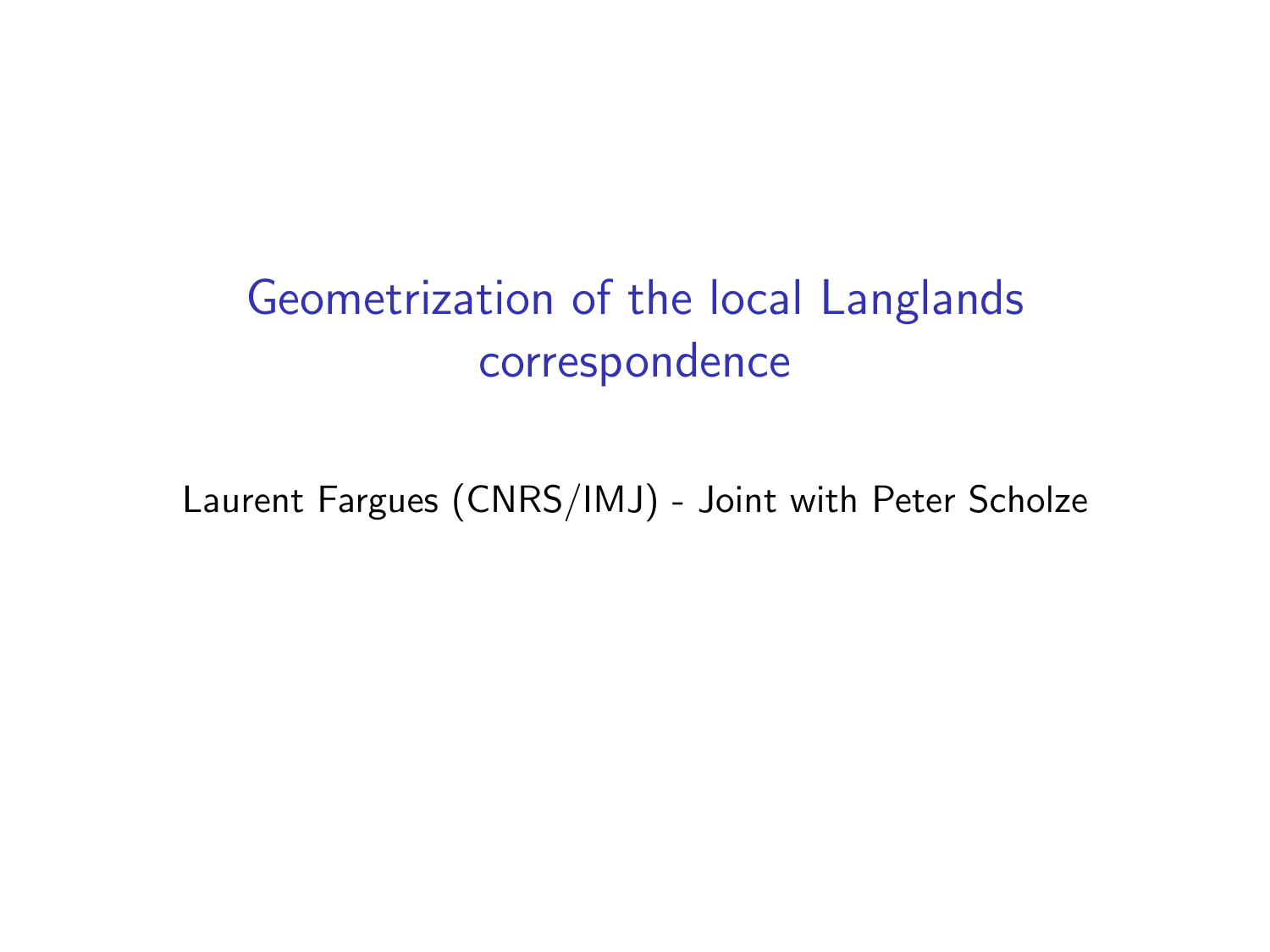# Geometrization of the local Langlands correspondence

Laurent Fargues (CNRS/IMJ) - Joint with Peter Scholze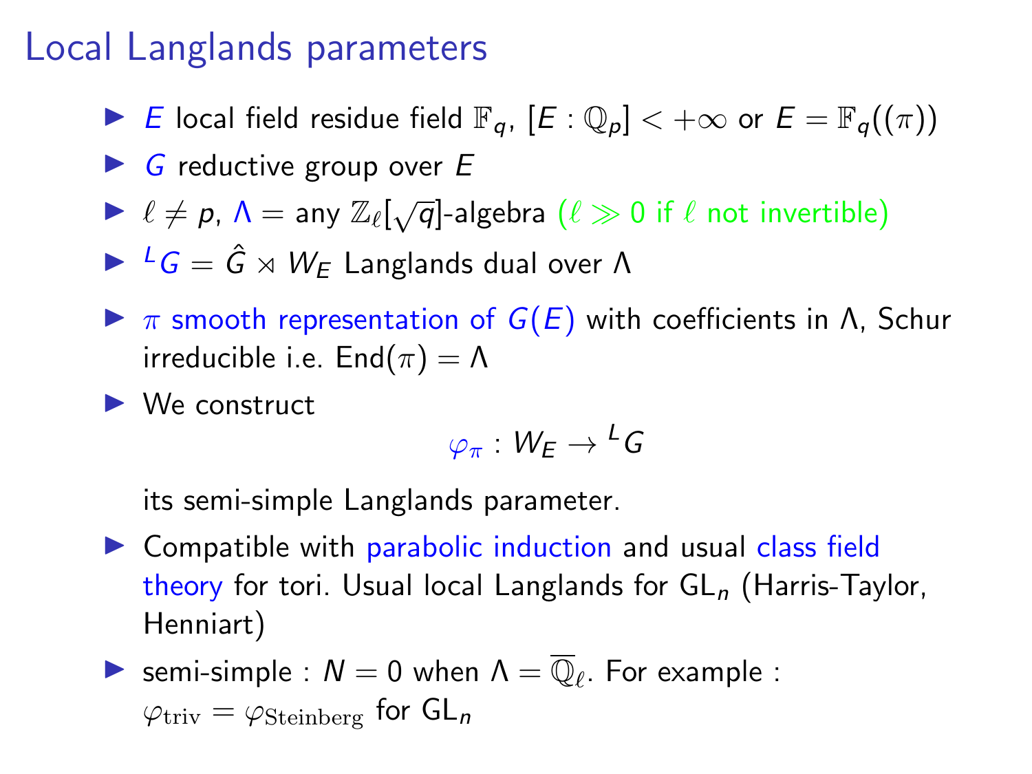# Local Langlands parameters

- $E$ local field residue field $\mathbb{F}_q$, $[E : \mathbb{Q}_p] < +\infty$ or $E = \mathbb{F}_q((\pi))$
- $G$ reductive group over $E$
- $\ell \neq p$, $\Lambda =$ any $\mathbb{Z}_\ell[\sqrt{q}]$-algebra ($\ell \gg 0$ if $\ell$ not invertible)
- ${}^L G = \hat{G} \rtimes W_E$ Langlands dual over $\Lambda$
- $\pi$ smooth representation of $G(E)$ with coefficients in $\Lambda$, Schur irreducible i.e. $\mathrm{End}(\pi) = \Lambda$
- We construct

  $$\varphi_\pi : W_E \to {}^L G$$

  its semi-simple Langlands parameter.
- Compatible with parabolic induction and usual class field theory for tori. Usual local Langlands for $\mathrm{GL}_n$ (Harris-Taylor, Henniart)
- semi-simple : $N = 0$ when $\Lambda = \overline{\mathbb{Q}}_\ell$. For example : $\varphi_{\mathrm{triv}} = \varphi_{\mathrm{Steinberg}}$ for $\mathrm{GL}_n$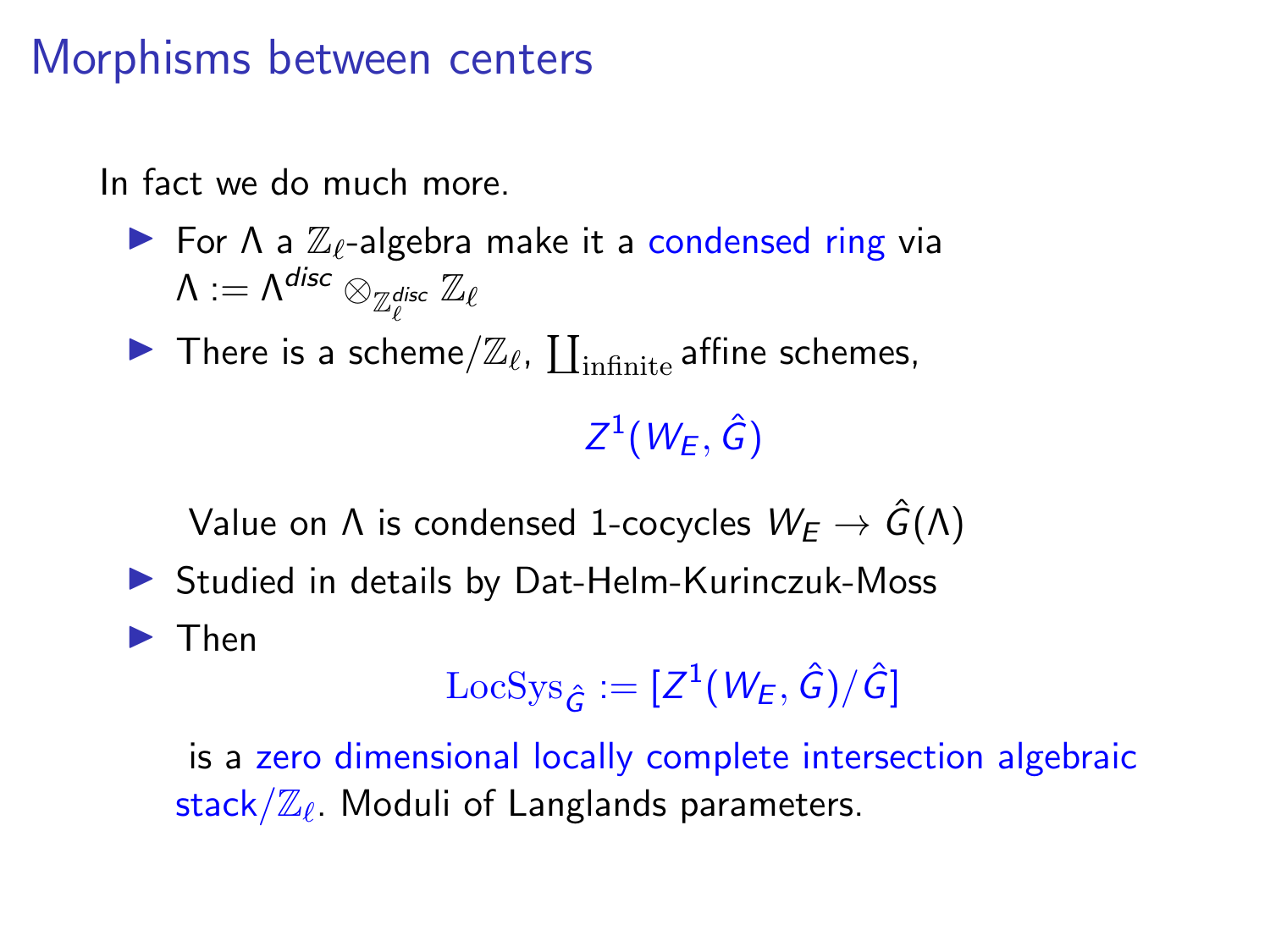# Morphisms between centers

In fact we do much more.

- For $\Lambda$ a $\mathbb{Z}_\ell$-algebra make it a condensed ring via $\Lambda := \Lambda^{disc} \otimes_{\mathbb{Z}_\ell^{disc}} \mathbb{Z}_\ell$
- There is a scheme$/\mathbb{Z}_\ell$, $\coprod_{\text{infinite}}$ affine schemes,

  $$Z^1(W_E, \hat{G})$$

  Value on $\Lambda$ is condensed 1-cocycles $W_E \to \hat{G}(\Lambda)$
- Studied in details by Dat-Helm-Kurinczuk-Moss
- Then

  $$\mathrm{LocSys}_{\hat{G}} := [Z^1(W_E, \hat{G})/\hat{G}]$$

  is a zero dimensional locally complete intersection algebraic stack$/\mathbb{Z}_\ell$. Moduli of Langlands parameters.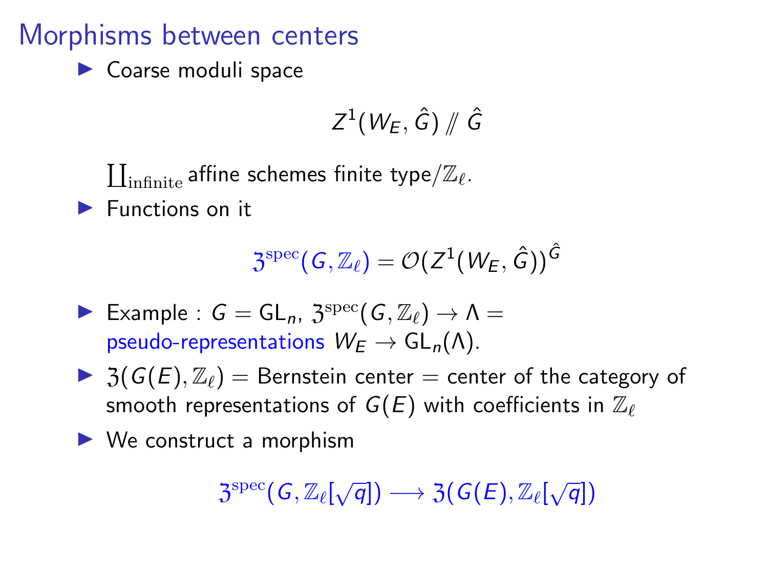# Morphisms between centers

- Coarse moduli space

$$Z^1(W_E, \hat{G}) /\!\!/ \hat{G}$$

$\coprod_{\text{infinite}}$ affine schemes finite type$/\mathbb{Z}_\ell$.

- Functions on it

$$\mathfrak{Z}^{\text{spec}}(G, \mathbb{Z}_\ell) = \mathcal{O}(Z^1(W_E, \hat{G}))^{\hat{G}}$$

- Example : $G = \mathrm{GL}_n$, $\mathfrak{Z}^{\text{spec}}(G, \mathbb{Z}_\ell) \to \Lambda =$ pseudo-representations $W_E \to \mathrm{GL}_n(\Lambda)$.
- $\mathfrak{Z}(G(E), \mathbb{Z}_\ell) =$ Bernstein center $=$ center of the category of smooth representations of $G(E)$ with coefficients in $\mathbb{Z}_\ell$
- We construct a morphism

$$\mathfrak{Z}^{\text{spec}}(G, \mathbb{Z}_\ell[\sqrt{q}]) \longrightarrow \mathfrak{Z}(G(E), \mathbb{Z}_\ell[\sqrt{q}])$$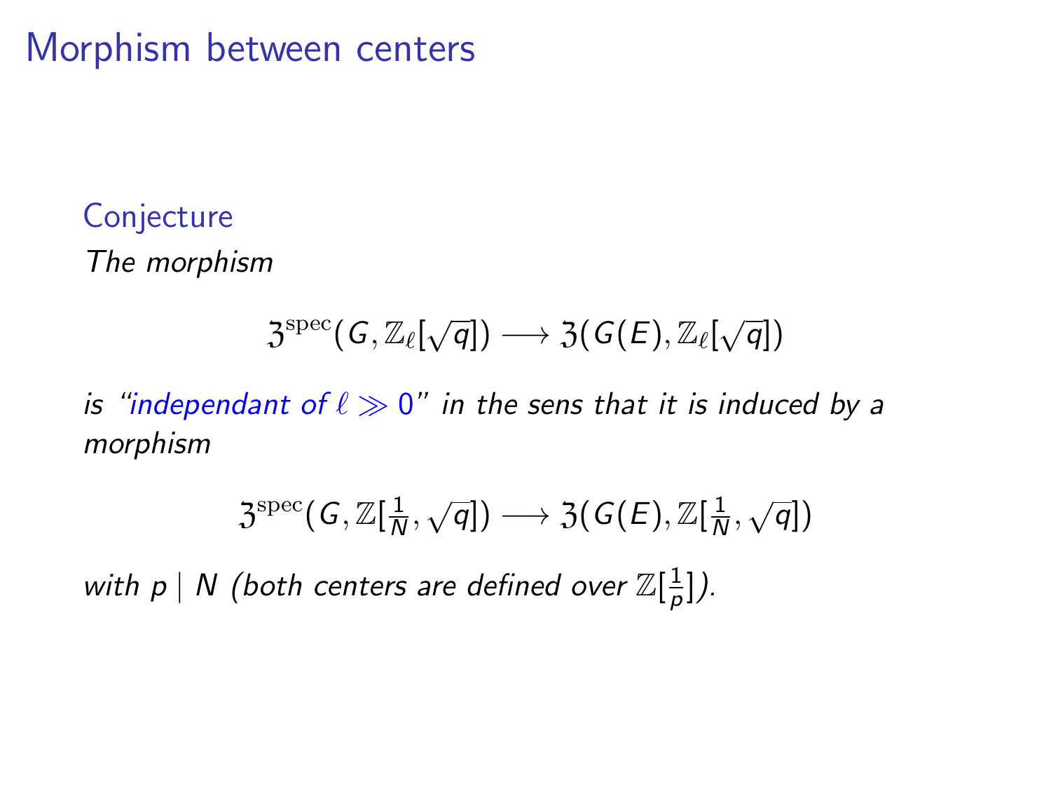# Morphism between centers

**Conjecture**

*The morphism*

$$\mathfrak{Z}^{\mathrm{spec}}(G, \mathbb{Z}_\ell[\sqrt{q}]) \longrightarrow \mathfrak{Z}(G(E), \mathbb{Z}_\ell[\sqrt{q}])$$

*is "independant of $\ell \gg 0$" in the sens that it is induced by a morphism*

$$\mathfrak{Z}^{\mathrm{spec}}(G, \mathbb{Z}[\tfrac{1}{N}, \sqrt{q}]) \longrightarrow \mathfrak{Z}(G(E), \mathbb{Z}[\tfrac{1}{N}, \sqrt{q}])$$

*with $p \mid N$ (both centers are defined over $\mathbb{Z}[\frac{1}{p}]$).*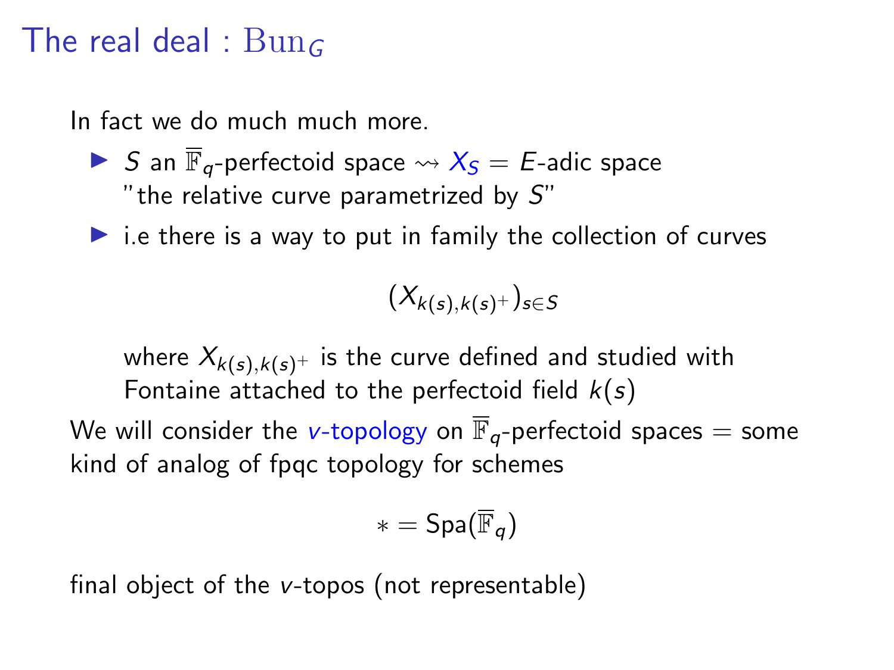# The real deal : $\mathrm{Bun}_G$

In fact we do much much more.

- $S$ an $\overline{\mathbb{F}}_q$-perfectoid space $\rightsquigarrow$ $X_S$ = $E$-adic space "the relative curve parametrized by $S$"
- i.e there is a way to put in family the collection of curves

$$(X_{k(s),k(s)^+})_{s\in S}$$

where $X_{k(s),k(s)^+}$ is the curve defined and studied with Fontaine attached to the perfectoid field $k(s)$

We will consider the *v-topology* on $\overline{\mathbb{F}}_q$-perfectoid spaces = some kind of analog of fpqc topology for schemes

$$* = \mathrm{Spa}(\overline{\mathbb{F}}_q)$$

final object of the $v$-topos (not representable)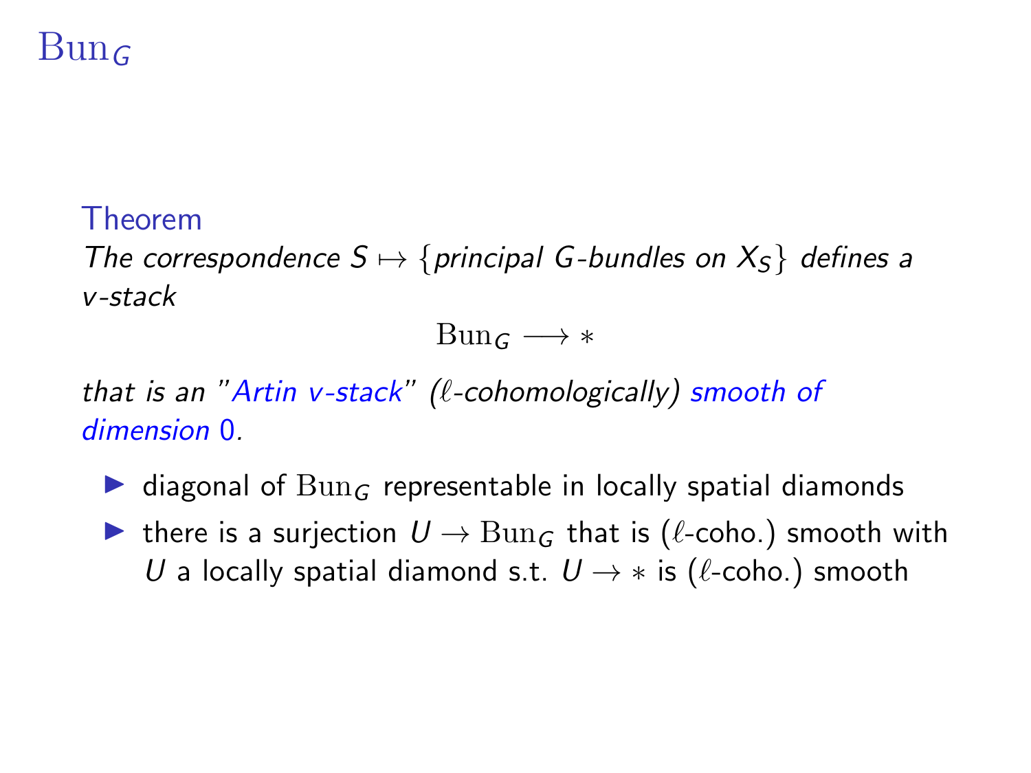# $\mathrm{Bun}_G$

**Theorem**

*The correspondence $S \mapsto \{$principal $G$-bundles on $X_S\}$ defines a v-stack*

$$\mathrm{Bun}_G \longrightarrow *$$

*that is an "Artin v-stack" ($\ell$-cohomologically) smooth of dimension 0.*

- diagonal of $\mathrm{Bun}_G$ representable in locally spatial diamonds
- there is a surjection $U \to \mathrm{Bun}_G$ that is ($\ell$-coho.) smooth with $U$ a locally spatial diamond s.t. $U \to *$ is ($\ell$-coho.) smooth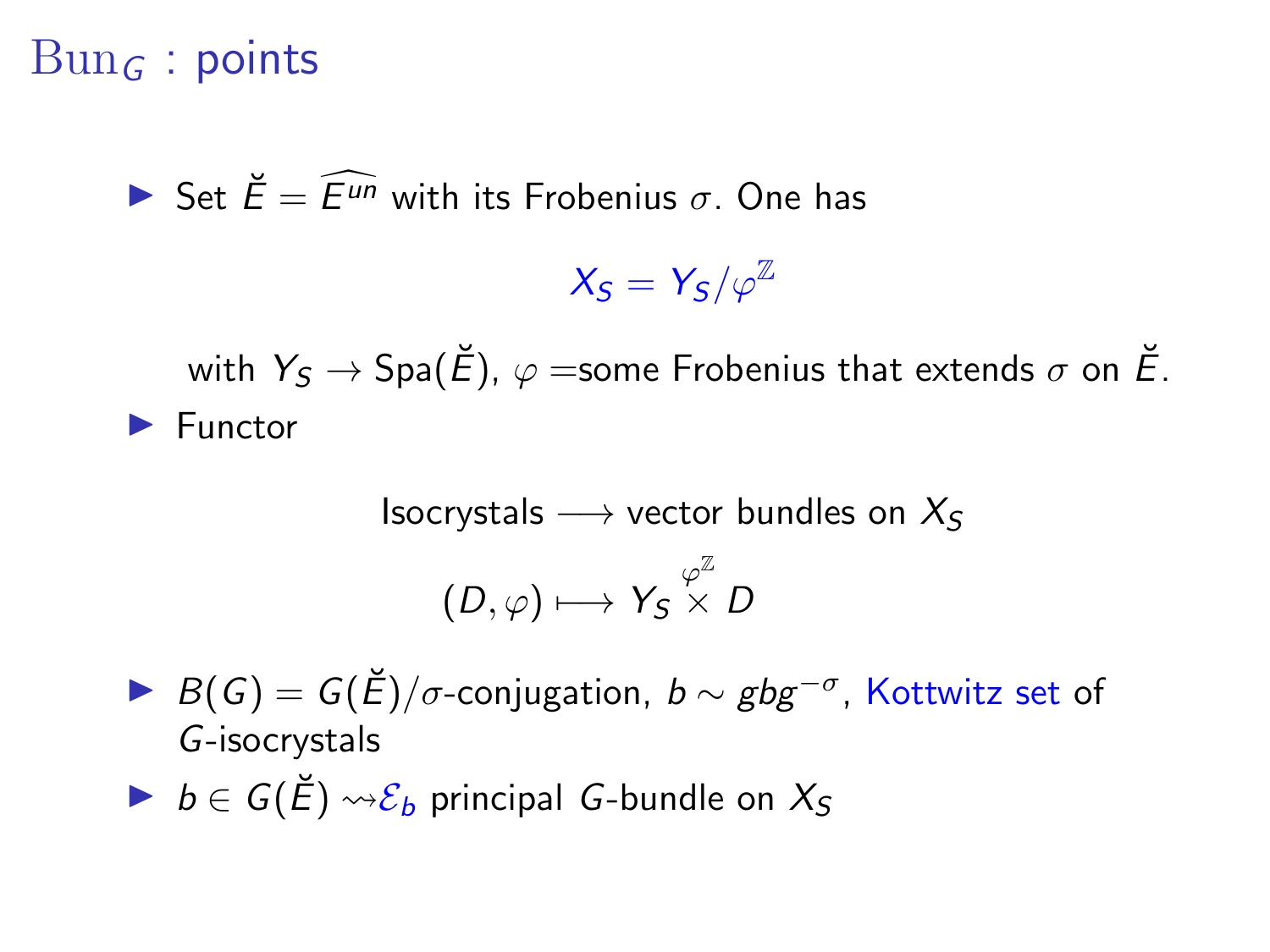# $\mathrm{Bun}_G$ : points

- Set $\breve{E} = \widehat{E^{un}}$ with its Frobenius $\sigma$. One has

$$X_S = Y_S/\varphi^{\mathbb{Z}}$$

  with $Y_S \to \mathrm{Spa}(\breve{E})$, $\varphi$ =some Frobenius that extends $\sigma$ on $\breve{E}$.

- Functor

$$\text{Isocrystals} \longrightarrow \text{vector bundles on } X_S$$

$$(D, \varphi) \longmapsto Y_S \overset{\varphi^{\mathbb{Z}}}{\times} D$$

- $B(G) = G(\breve{E})/\sigma$-conjugation, $b \sim gbg^{-\sigma}$, Kottwitz set of $G$-isocrystals
- $b \in G(\breve{E}) \rightsquigarrow \mathcal{E}_b$ principal $G$-bundle on $X_S$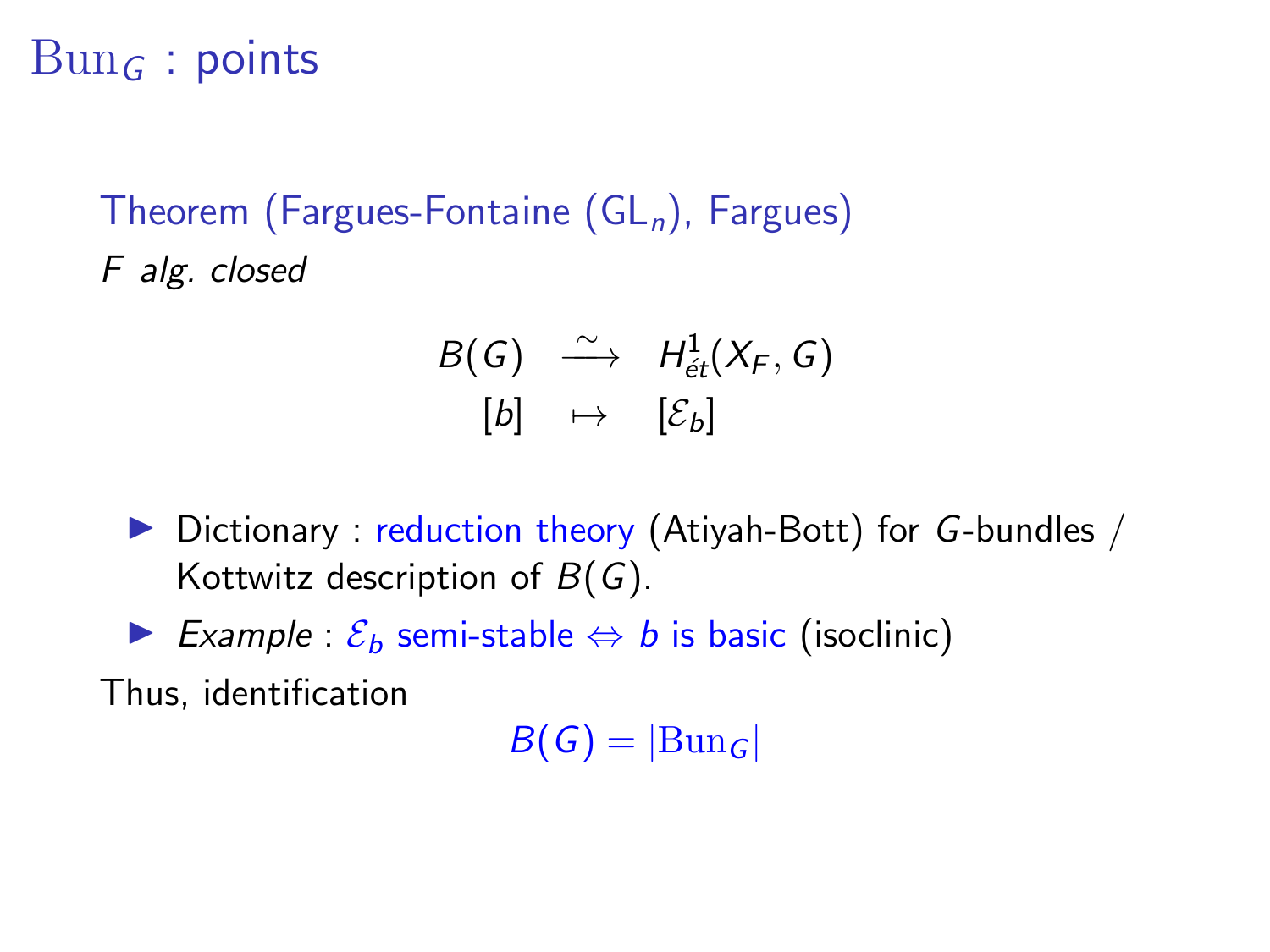# $\mathrm{Bun}_G$ : points

**Theorem (Fargues-Fontaine ($\mathrm{GL}_n$), Fargues)**
*$F$ alg. closed*

$$\begin{array}{ccc} B(G) & \xrightarrow{\sim} & H^1_{ét}(X_F, G) \\ [b] & \mapsto & [\mathcal{E}_b] \end{array}$$

- Dictionary : reduction theory (Atiyah-Bott) for $G$-bundles / Kottwitz description of $B(G)$.
- *Example* : $\mathcal{E}_b$ semi-stable $\Leftrightarrow$ $b$ is basic (isoclinic)

Thus, identification

$$B(G) = |\mathrm{Bun}_G|$$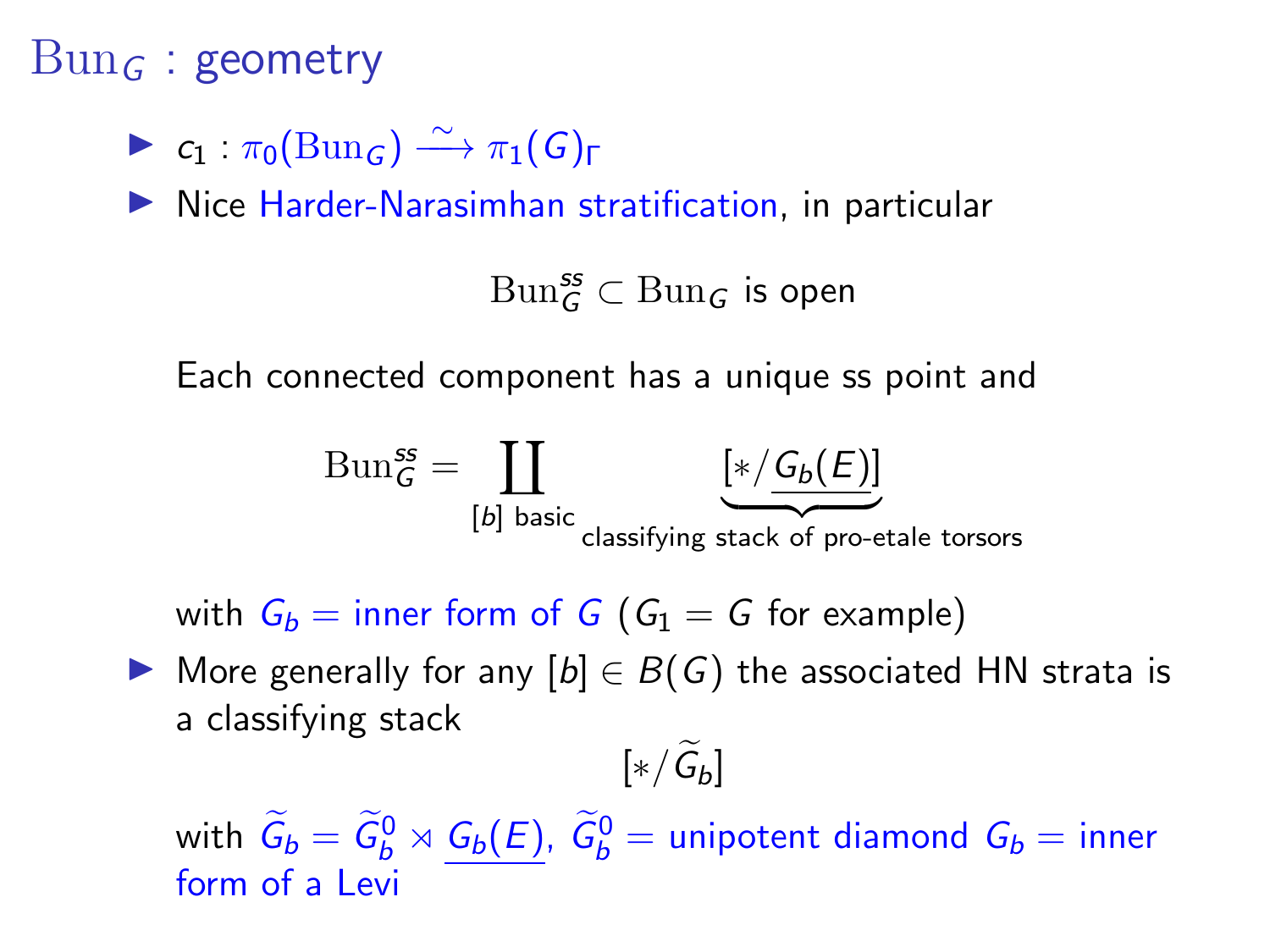# $\mathrm{Bun}_G$ : geometry

- $c_1 : \pi_0(\mathrm{Bun}_G) \xrightarrow{\sim} \pi_1(G)_\Gamma$
- Nice Harder-Narasimhan stratification, in particular

$$\mathrm{Bun}_G^{ss} \subset \mathrm{Bun}_G \text{ is open}$$

  Each connected component has a unique ss point and

$$\mathrm{Bun}_G^{ss} = \coprod_{[b] \text{ basic}} \underbrace{[*/\underline{G_b(E)}]}_{\text{classifying stack of pro-etale torsors}}$$

  with $G_b$ = inner form of $G$ ($G_1 = G$ for example)

- More generally for any $[b] \in B(G)$ the associated HN strata is a classifying stack

$$[*/\widetilde{G}_b]$$

  with $\widetilde{G}_b = \widetilde{G}_b^0 \rtimes \underline{G_b(E)}$, $\widetilde{G}_b^0$ = unipotent diamond $G_b$ = inner form of a Levi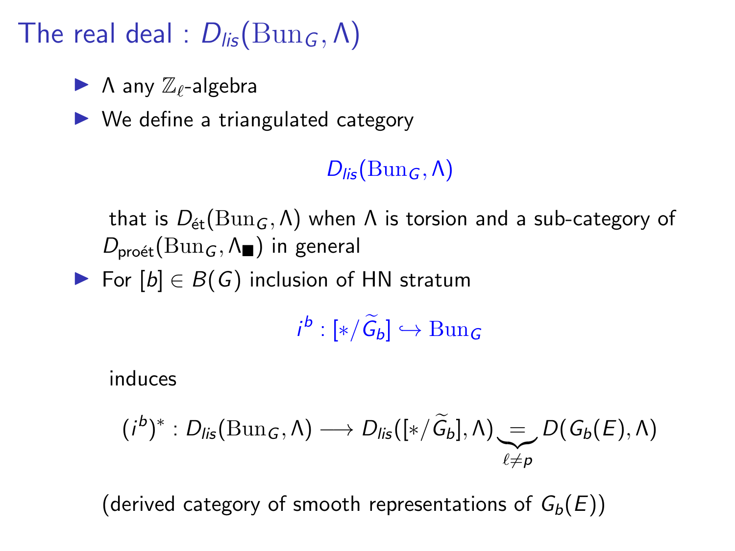# The real deal : $D_{lis}(\mathrm{Bun}_G, \Lambda)$

- $\Lambda$ any $\mathbb{Z}_\ell$-algebra
- We define a triangulated category

$$D_{lis}(\mathrm{Bun}_G, \Lambda)$$

  that is $D_{\text{ét}}(\mathrm{Bun}_G, \Lambda)$ when $\Lambda$ is torsion and a sub-category of $D_{\text{proét}}(\mathrm{Bun}_G, \Lambda_{\blacksquare})$ in general

- For $[b] \in B(G)$ inclusion of HN stratum

$$i^b : [*/\widetilde{G}_b] \hookrightarrow \mathrm{Bun}_G$$

  induces

$$(i^b)^* : D_{lis}(\mathrm{Bun}_G, \Lambda) \longrightarrow D_{lis}([*/\widetilde{G}_b], \Lambda) \underbrace{=}_{\ell \neq p} D(G_b(E), \Lambda)$$

  (derived category of smooth representations of $G_b(E)$)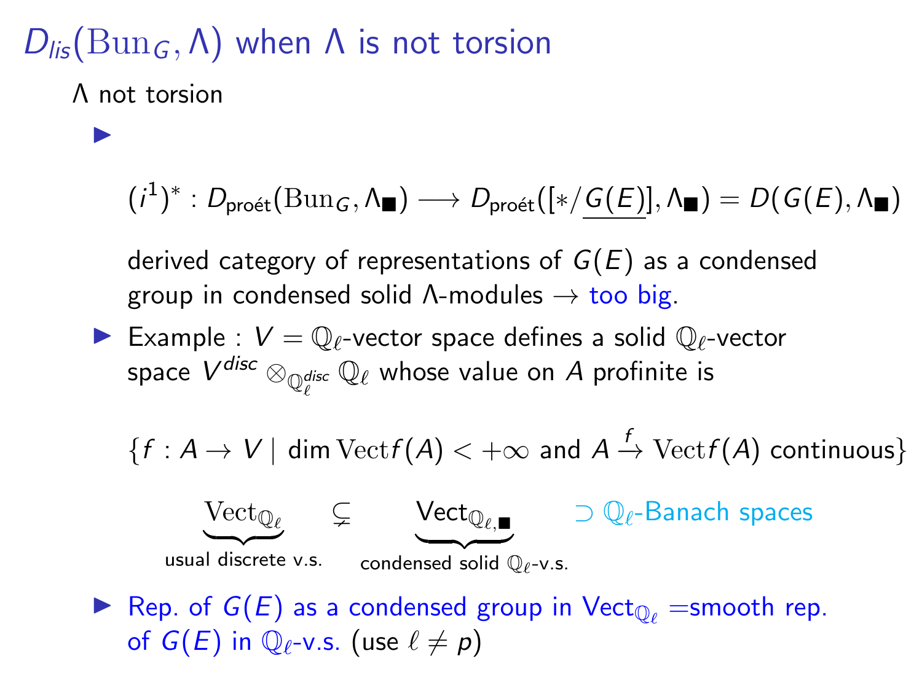# $D_{lis}(\mathrm{Bun}_G, \Lambda)$ when $\Lambda$ is not torsion

$\Lambda$ not torsion

- $$(i^1)^* : D_{\text{proét}}(\mathrm{Bun}_G, \Lambda_\blacksquare) \longrightarrow D_{\text{proét}}([*/\underline{G(E)}], \Lambda_\blacksquare) = D(G(E), \Lambda_\blacksquare)$$

  derived category of representations of $G(E)$ as a condensed group in condensed solid $\Lambda$-modules $\to$ too big.

- Example : $V = \mathbb{Q}_\ell$-vector space defines a solid $\mathbb{Q}_\ell$-vector space $V^{disc} \otimes_{\mathbb{Q}_\ell^{disc}} \mathbb{Q}_\ell$ whose value on $A$ profinite is

  $$\{f : A \to V \mid \dim \mathrm{Vect} f(A) < +\infty \text{ and } A \xrightarrow{f} \mathrm{Vect} f(A) \text{ continuous}\}$$

  $$\underbrace{\mathrm{Vect}_{\mathbb{Q}_\ell}}_{\text{usual discrete v.s.}} \subsetneq \underbrace{\mathrm{Vect}_{\mathbb{Q}_\ell,\blacksquare}}_{\text{condensed solid } \mathbb{Q}_\ell\text{-v.s.}} \supset \mathbb{Q}_\ell\text{-Banach spaces}$$

- Rep. of $G(E)$ as a condensed group in $\mathrm{Vect}_{\mathbb{Q}_\ell}$ =smooth rep. of $G(E)$ in $\mathbb{Q}_\ell$-v.s. (use $\ell \neq p$)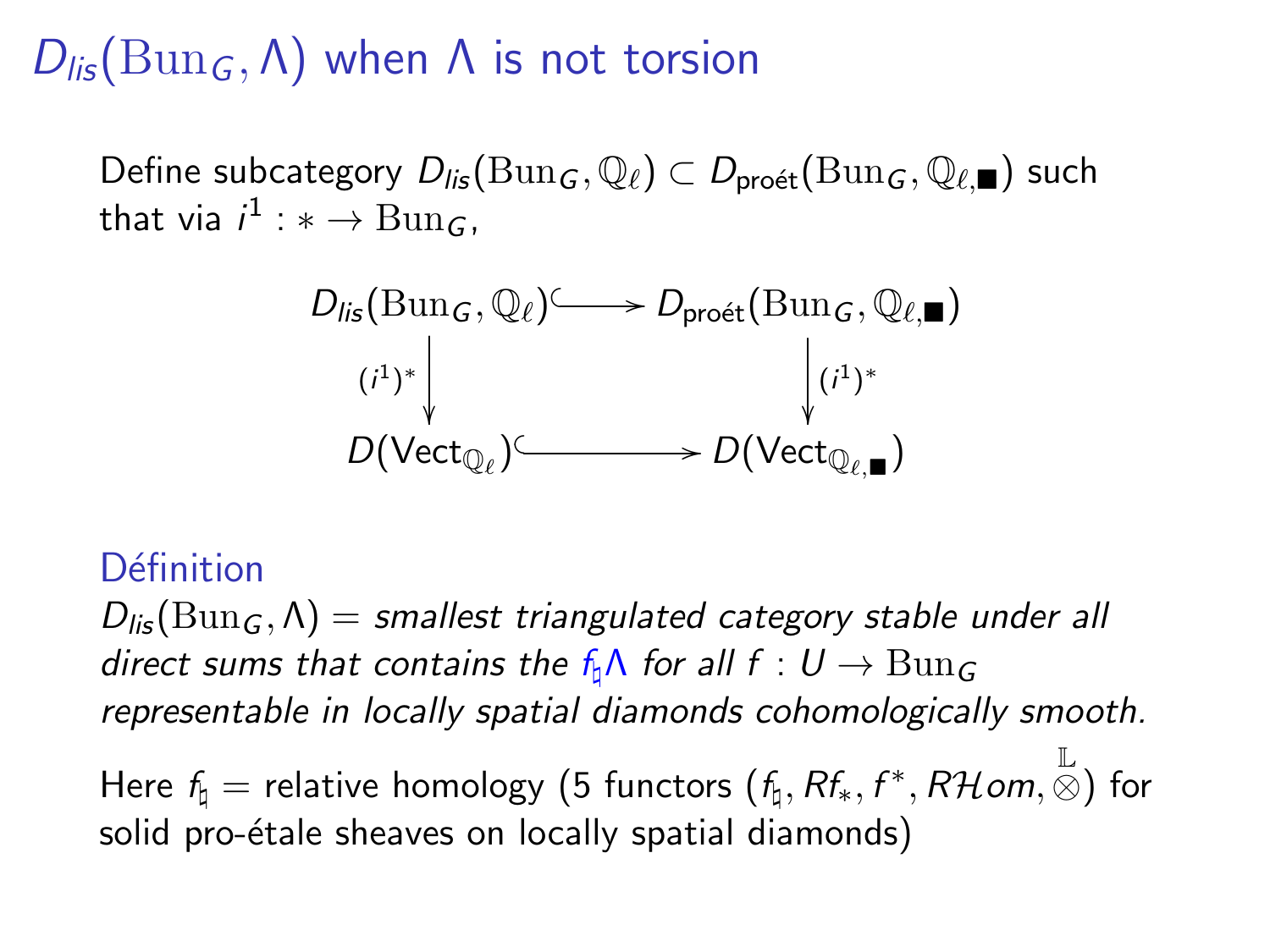# $D_{lis}(\mathrm{Bun}_G, \Lambda)$ when $\Lambda$ is not torsion

Define subcategory $D_{lis}(\mathrm{Bun}_G, \mathbb{Q}_\ell) \subset D_{\text{proét}}(\mathrm{Bun}_G, \mathbb{Q}_{\ell,\blacksquare})$ such that via $i^1 : * \to \mathrm{Bun}_G$,

$$\begin{array}{ccc} D_{lis}(\mathrm{Bun}_G, \mathbb{Q}_\ell) & \hookrightarrow & D_{\text{proét}}(\mathrm{Bun}_G, \mathbb{Q}_{\ell,\blacksquare}) \\ \downarrow {\scriptstyle (i^1)^*} & & \downarrow {\scriptstyle (i^1)^*} \\ D(\mathrm{Vect}_{\mathbb{Q}_\ell}) & \hookrightarrow & D(\mathrm{Vect}_{\mathbb{Q}_{\ell,\blacksquare}}) \end{array}$$

**Définition**

*$D_{lis}(\mathrm{Bun}_G, \Lambda)$ = smallest triangulated category stable under all direct sums that contains the $f_\natural \Lambda$ for all $f : U \to \mathrm{Bun}_G$ representable in locally spatial diamonds cohomologically smooth.*

Here $f_\natural$ = relative homology (5 functors ($f_\natural, Rf_*, f^*, R\mathcal{H}om, \overset{\mathbb{L}}{\otimes}$) for solid pro-étale sheaves on locally spatial diamonds)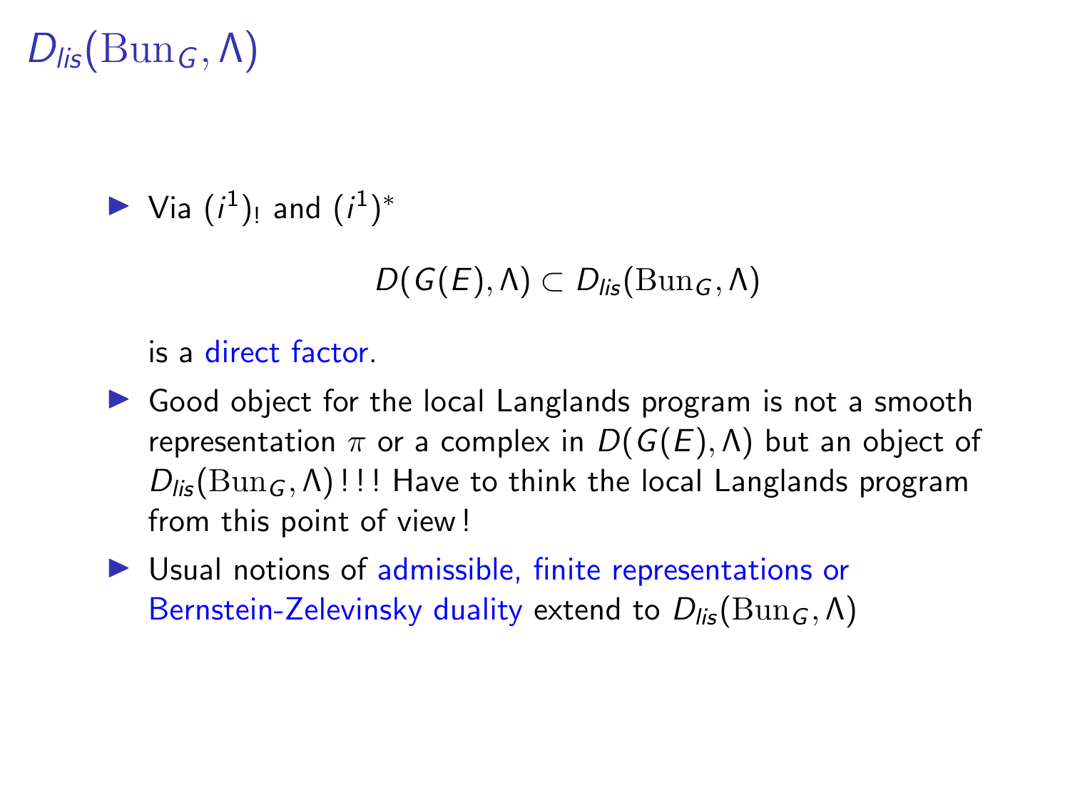# $D_{lis}(\mathrm{Bun}_G, \Lambda)$

- Via $(i^1)_!$ and $(i^1)^*$

  $$D(G(E), \Lambda) \subset D_{lis}(\mathrm{Bun}_G, \Lambda)$$

  is a direct factor.

- Good object for the local Langlands program is not a smooth representation $\pi$ or a complex in $D(G(E), \Lambda)$ but an object of $D_{lis}(\mathrm{Bun}_G, \Lambda)$ ! ! ! Have to think the local Langlands program from this point of view !

- Usual notions of admissible, finite representations or Bernstein-Zelevinsky duality extend to $D_{lis}(\mathrm{Bun}_G, \Lambda)$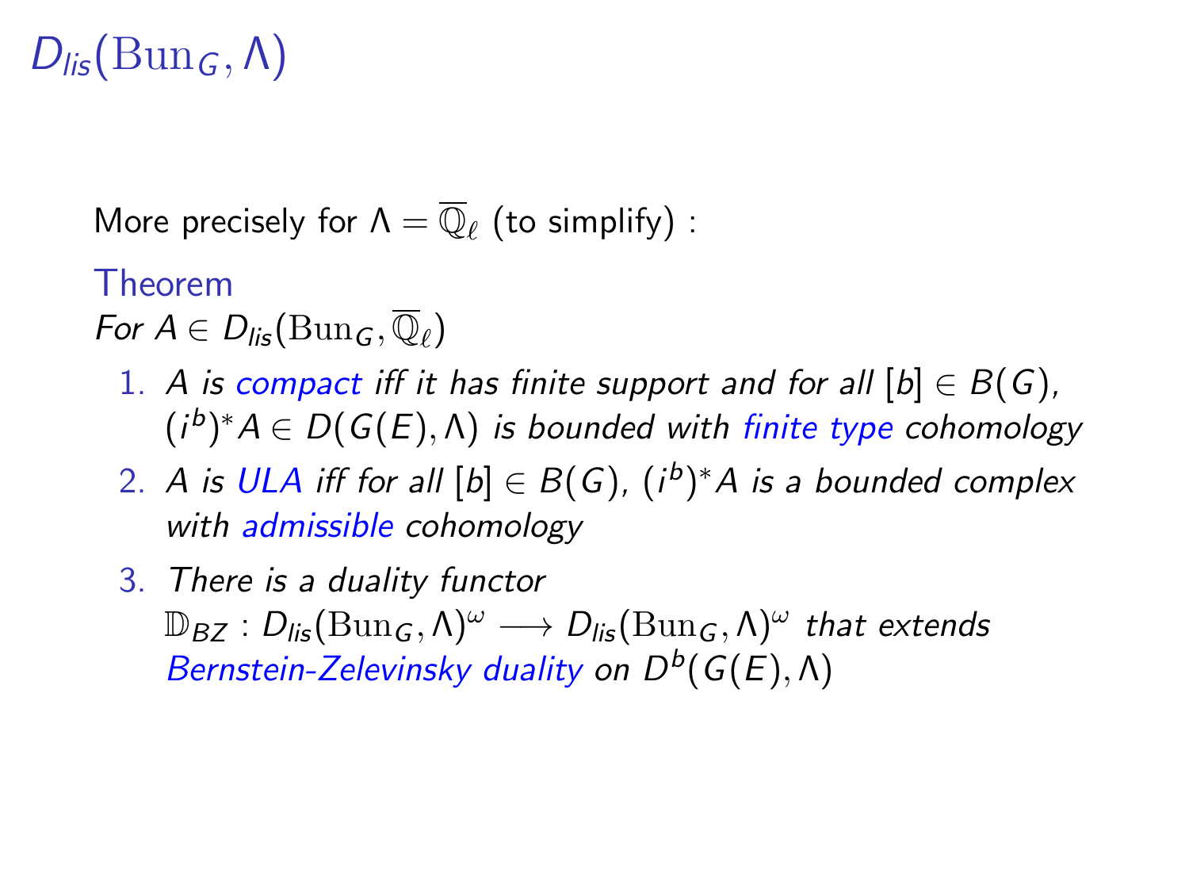# $D_{lis}(\mathrm{Bun}_G, \Lambda)$

More precisely for $\Lambda = \overline{\mathbb{Q}}_\ell$ (to simplify) :

**Theorem**

*For $A \in D_{lis}(\mathrm{Bun}_G, \overline{\mathbb{Q}}_\ell)$*

1. *$A$ is compact iff it has finite support and for all $[b] \in B(G)$, $(i^b)^* A \in D(G(E), \Lambda)$ is bounded with finite type cohomology*
2. *$A$ is ULA iff for all $[b] \in B(G)$, $(i^b)^* A$ is a bounded complex with admissible cohomology*
3. *There is a duality functor $\mathbb{D}_{BZ} : D_{lis}(\mathrm{Bun}_G, \Lambda)^\omega \longrightarrow D_{lis}(\mathrm{Bun}_G, \Lambda)^\omega$ that extends Bernstein-Zelevinsky duality on $D^b(G(E), \Lambda)$*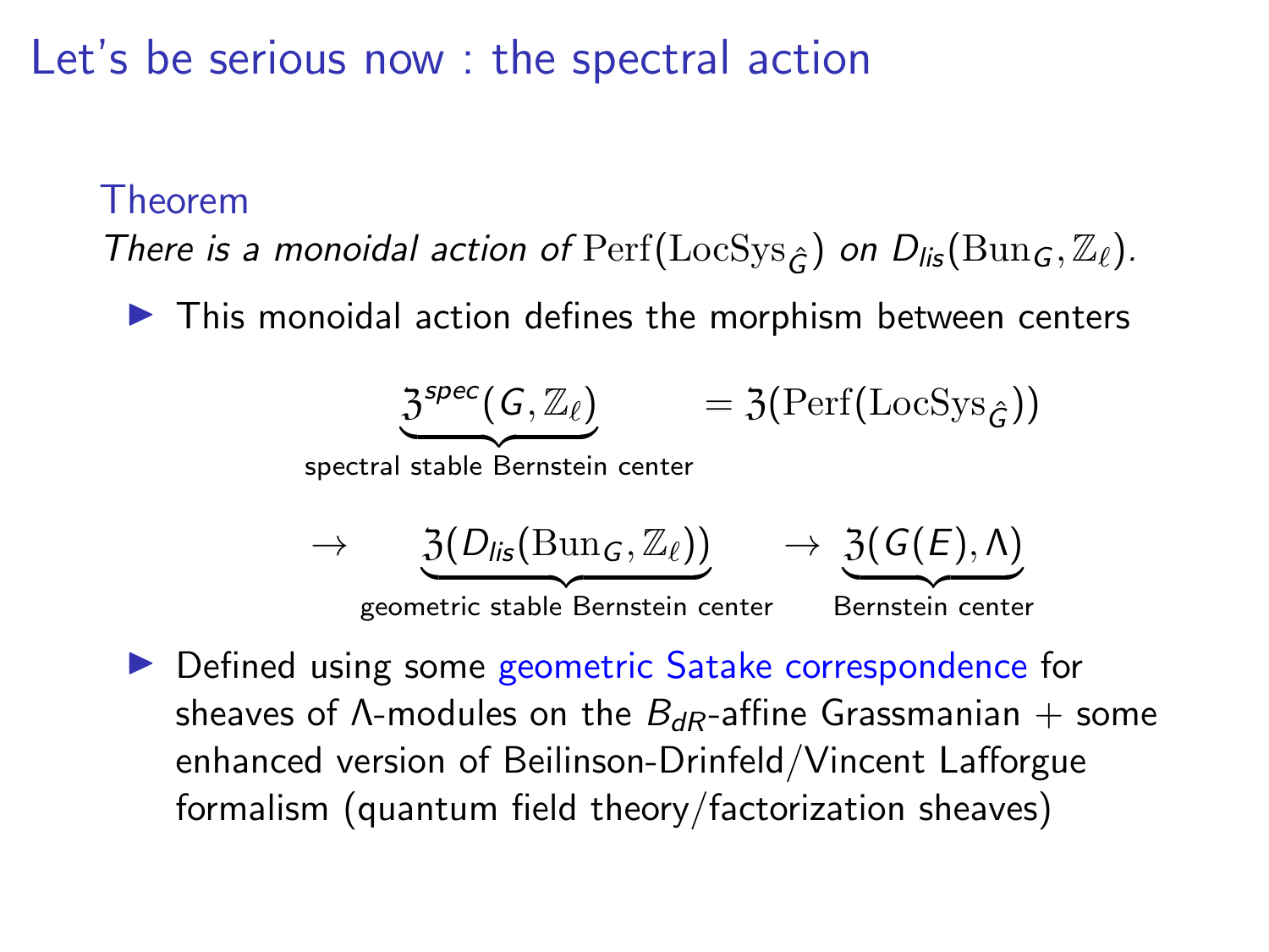# Let's be serious now : the spectral action

**Theorem**

*There is a monoidal action of* $\mathrm{Perf}(\mathrm{LocSys}_{\hat{G}})$ *on* $D_{lis}(\mathrm{Bun}_G, \mathbb{Z}_\ell)$*.*

- This monoidal action defines the morphism between centers

$$\underbrace{\mathfrak{Z}^{spec}(G, \mathbb{Z}_\ell)}_{\text{spectral stable Bernstein center}} = \mathfrak{Z}(\mathrm{Perf}(\mathrm{LocSys}_{\hat{G}}))$$

$$\to \underbrace{\mathfrak{Z}(D_{lis}(\mathrm{Bun}_G, \mathbb{Z}_\ell))}_{\text{geometric stable Bernstein center}} \to \underbrace{\mathfrak{Z}(G(E), \Lambda)}_{\text{Bernstein center}}$$

- Defined using some geometric Satake correspondence for sheaves of $\Lambda$-modules on the $B_{dR}$-affine Grassmanian + some enhanced version of Beilinson-Drinfeld/Vincent Lafforgue formalism (quantum field theory/factorization sheaves)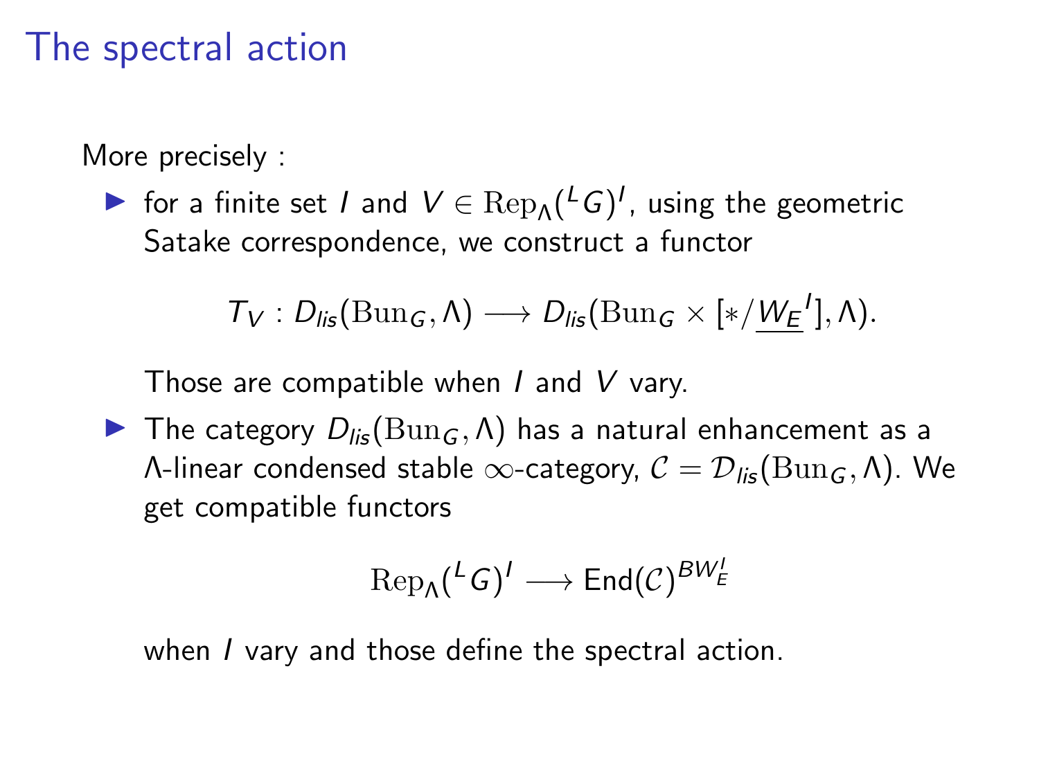# The spectral action

More precisely :

- for a finite set $I$ and $V \in \mathrm{Rep}_\Lambda({}^L G)^I$, using the geometric Satake correspondence, we construct a functor

$$T_V : D_{lis}(\mathrm{Bun}_G, \Lambda) \longrightarrow D_{lis}(\mathrm{Bun}_G \times [*/\underline{W_E}^I], \Lambda).$$

  Those are compatible when $I$ and $V$ vary.

- The category $D_{lis}(\mathrm{Bun}_G, \Lambda)$ has a natural enhancement as a $\Lambda$-linear condensed stable $\infty$-category, $\mathcal{C} = \mathcal{D}_{lis}(\mathrm{Bun}_G, \Lambda)$. We get compatible functors

$$\mathrm{Rep}_\Lambda({}^L G)^I \longrightarrow \mathrm{End}(\mathcal{C})^{BW_E^I}$$

  when $I$ vary and those define the spectral action.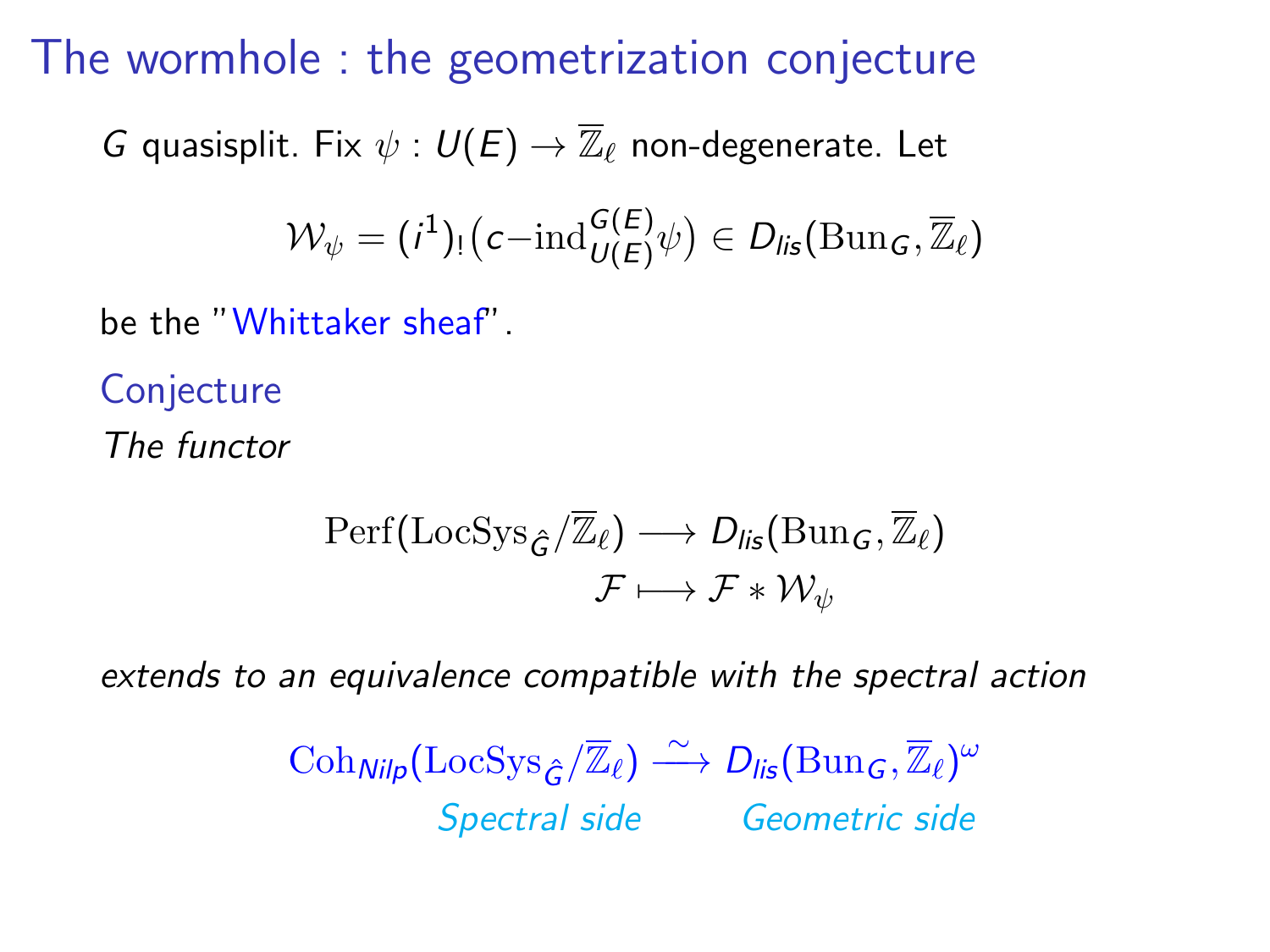# The wormhole : the geometrization conjecture

$G$ quasisplit. Fix $\psi : U(E) \to \overline{\mathbb{Z}}_\ell$ non-degenerate. Let

$$\mathcal{W}_\psi = (i^1)_!\big(c\text{−}\mathrm{ind}_{U(E)}^{G(E)}\psi\big) \in D_{lis}(\mathrm{Bun}_G, \overline{\mathbb{Z}}_\ell)$$

be the "Whittaker sheaf".

**Conjecture**

*The functor*

$$\begin{aligned} \mathrm{Perf}(\mathrm{LocSys}_{\hat{G}}/\overline{\mathbb{Z}}_\ell) &\longrightarrow D_{lis}(\mathrm{Bun}_G, \overline{\mathbb{Z}}_\ell) \\ \mathcal{F} &\longmapsto \mathcal{F} * \mathcal{W}_\psi \end{aligned}$$

*extends to an equivalence compatible with the spectral action*

$$\mathrm{Coh}_{Nilp}(\mathrm{LocSys}_{\hat{G}}/\overline{\mathbb{Z}}_\ell) \xrightarrow{\sim} D_{lis}(\mathrm{Bun}_G, \overline{\mathbb{Z}}_\ell)^\omega$$

*Spectral side* &emsp;&emsp; *Geometric side*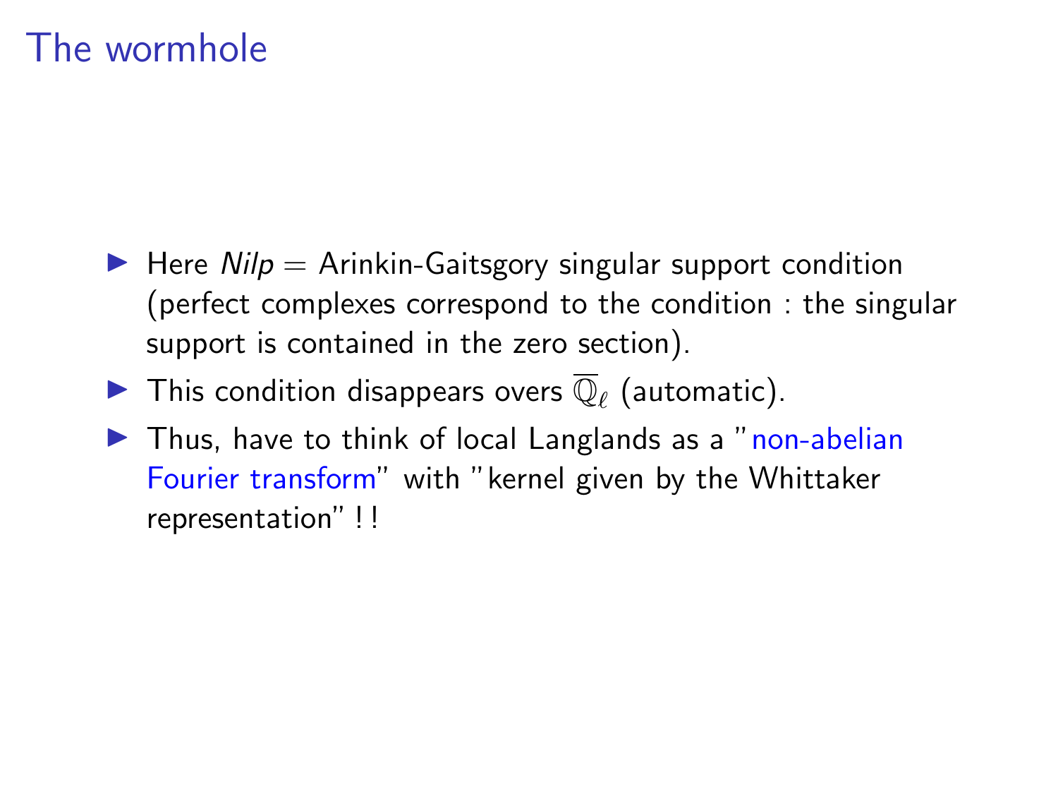# The wormhole

- Here *Nilp* = Arinkin-Gaitsgory singular support condition (perfect complexes correspond to the condition : the singular support is contained in the zero section).
- This condition disappears overs $\overline{\mathbb{Q}}_\ell$ (automatic).
- Thus, have to think of local Langlands as a "non-abelian Fourier transform" with "kernel given by the Whittaker representation" ! !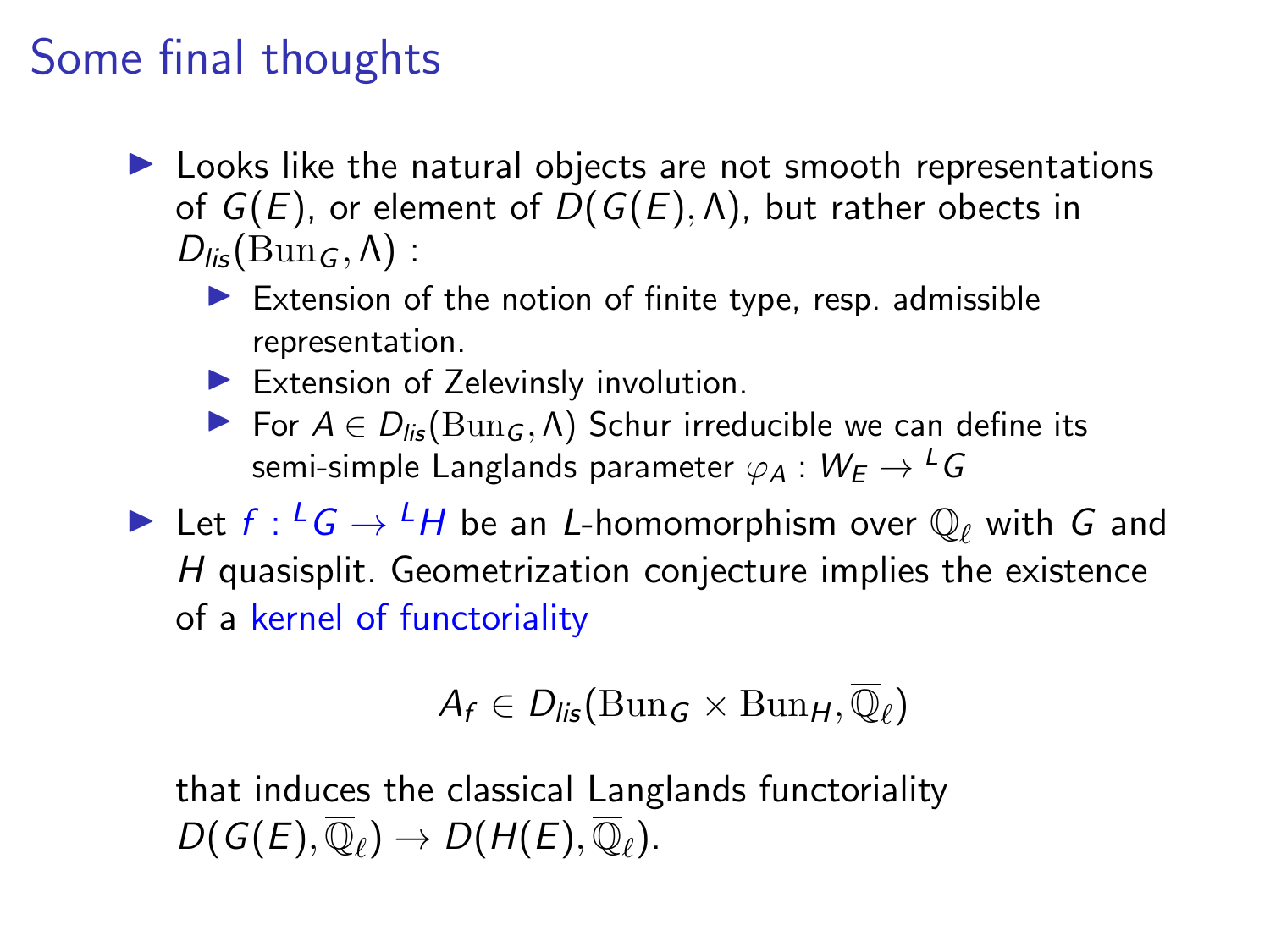# Some final thoughts

- Looks like the natural objects are not smooth representations of $G(E)$, or element of $D(G(E),\Lambda)$, but rather obects in $D_{lis}(\mathrm{Bun}_G,\Lambda)$ :
  - Extension of the notion of finite type, resp. admissible representation.
  - Extension of Zelevinsly involution.
  - For $A\in D_{lis}(\mathrm{Bun}_G,\Lambda)$ Schur irreducible we can define its semi-simple Langlands parameter $\varphi_A : W_E \to {}^LG$
- Let $f : {}^LG \to {}^LH$ be an $L$-homomorphism over $\overline{\mathbb{Q}}_\ell$ with $G$ and $H$ quasisplit. Geometrization conjecture implies the existence of a kernel of functoriality

$$A_f \in D_{lis}(\mathrm{Bun}_G \times \mathrm{Bun}_H, \overline{\mathbb{Q}}_\ell)$$

that induces the classical Langlands functoriality $D(G(E),\overline{\mathbb{Q}}_\ell) \to D(H(E),\overline{\mathbb{Q}}_\ell)$.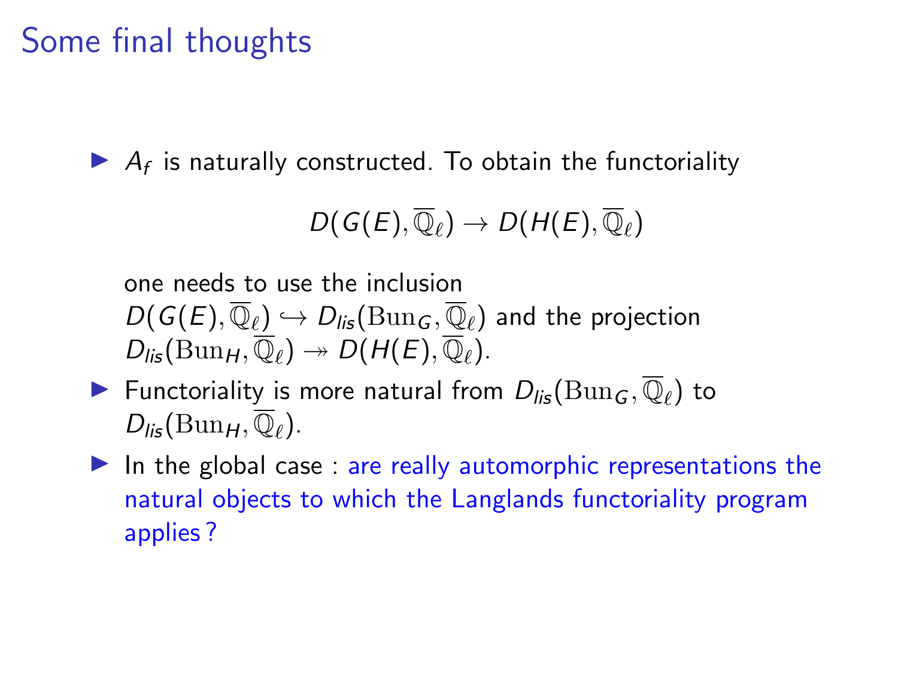# Some final thoughts

- $A_f$ is naturally constructed. To obtain the functoriality

  $$D(G(E), \overline{\mathbb{Q}}_\ell) \to D(H(E), \overline{\mathbb{Q}}_\ell)$$

  one needs to use the inclusion $D(G(E), \overline{\mathbb{Q}}_\ell) \hookrightarrow D_{lis}(\mathrm{Bun}_G, \overline{\mathbb{Q}}_\ell)$ and the projection $D_{lis}(\mathrm{Bun}_H, \overline{\mathbb{Q}}_\ell) \twoheadrightarrow D(H(E), \overline{\mathbb{Q}}_\ell)$.
- Functoriality is more natural from $D_{lis}(\mathrm{Bun}_G, \overline{\mathbb{Q}}_\ell)$ to $D_{lis}(\mathrm{Bun}_H, \overline{\mathbb{Q}}_\ell)$.
- In the global case : are really automorphic representations the natural objects to which the Langlands functoriality program applies ?